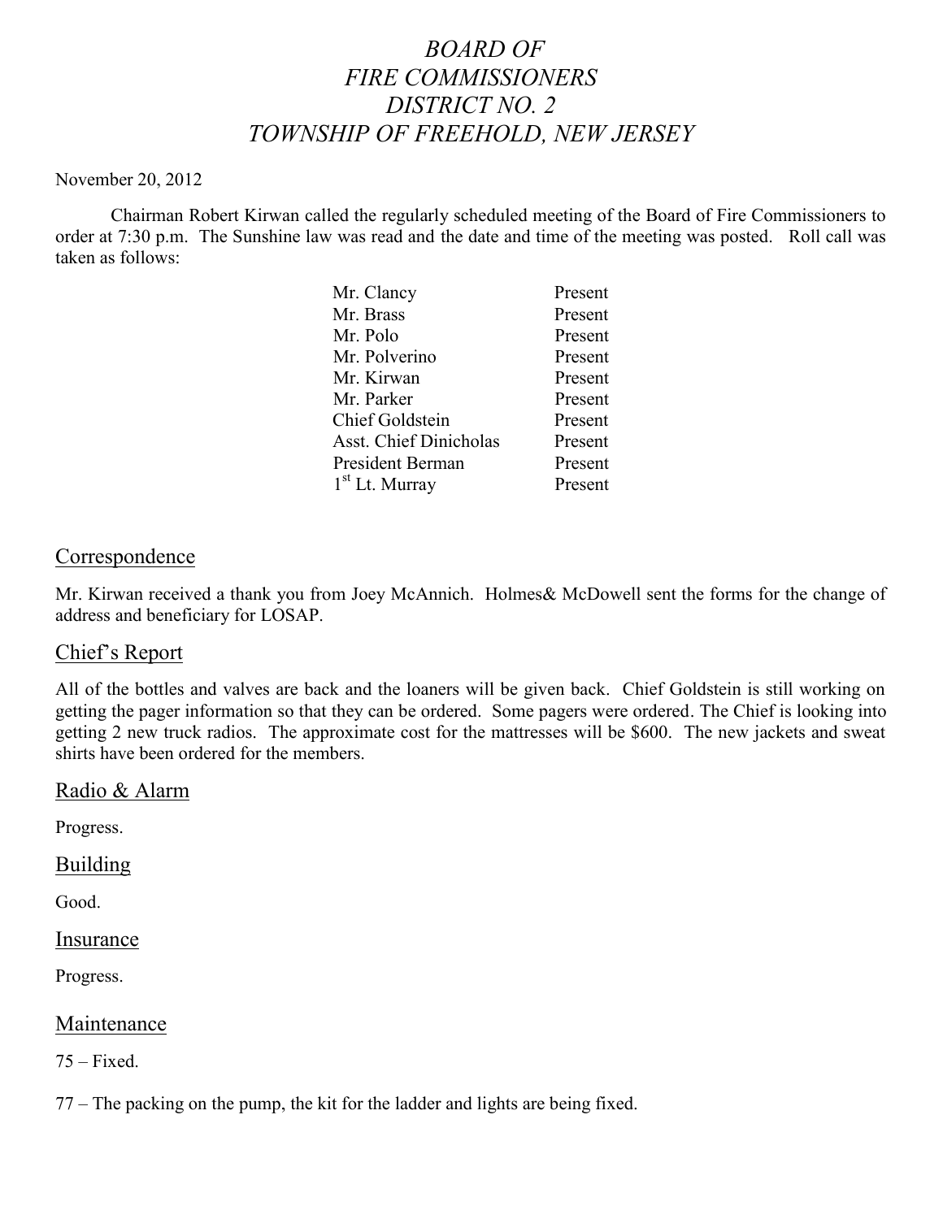# *BOARD OF FIRE COMMISSIONERS DISTRICT NO. 2 TOWNSHIP OF FREEHOLD, NEW JERSEY*

November 20, 2012

Chairman Robert Kirwan called the regularly scheduled meeting of the Board of Fire Commissioners to order at 7:30 p.m. The Sunshine law was read and the date and time of the meeting was posted. Roll call was taken as follows:

| | |
|---|---|
| Mr. Clancy | Present |
| Mr. Brass | Present |
| Mr. Polo | Present |
| Mr. Polverino | Present |
| Mr. Kirwan | Present |
| Mr. Parker | Present |
| Chief Goldstein | Present |
| Asst. Chief Dinicholas | Present |
| President Berman | Present |
| 1st Lt. Murray | Present |

## Correspondence

Mr. Kirwan received a thank you from Joey McAnnich. Holmes& McDowell sent the forms for the change of address and beneficiary for LOSAP.

## Chief's Report

All of the bottles and valves are back and the loaners will be given back. Chief Goldstein is still working on getting the pager information so that they can be ordered. Some pagers were ordered. The Chief is looking into getting 2 new truck radios. The approximate cost for the mattresses will be $600. The new jackets and sweat shirts have been ordered for the members.

## Radio & Alarm

Progress.

## Building

Good.

## Insurance

Progress.

## Maintenance

75 – Fixed.

77 – The packing on the pump, the kit for the ladder and lights are being fixed.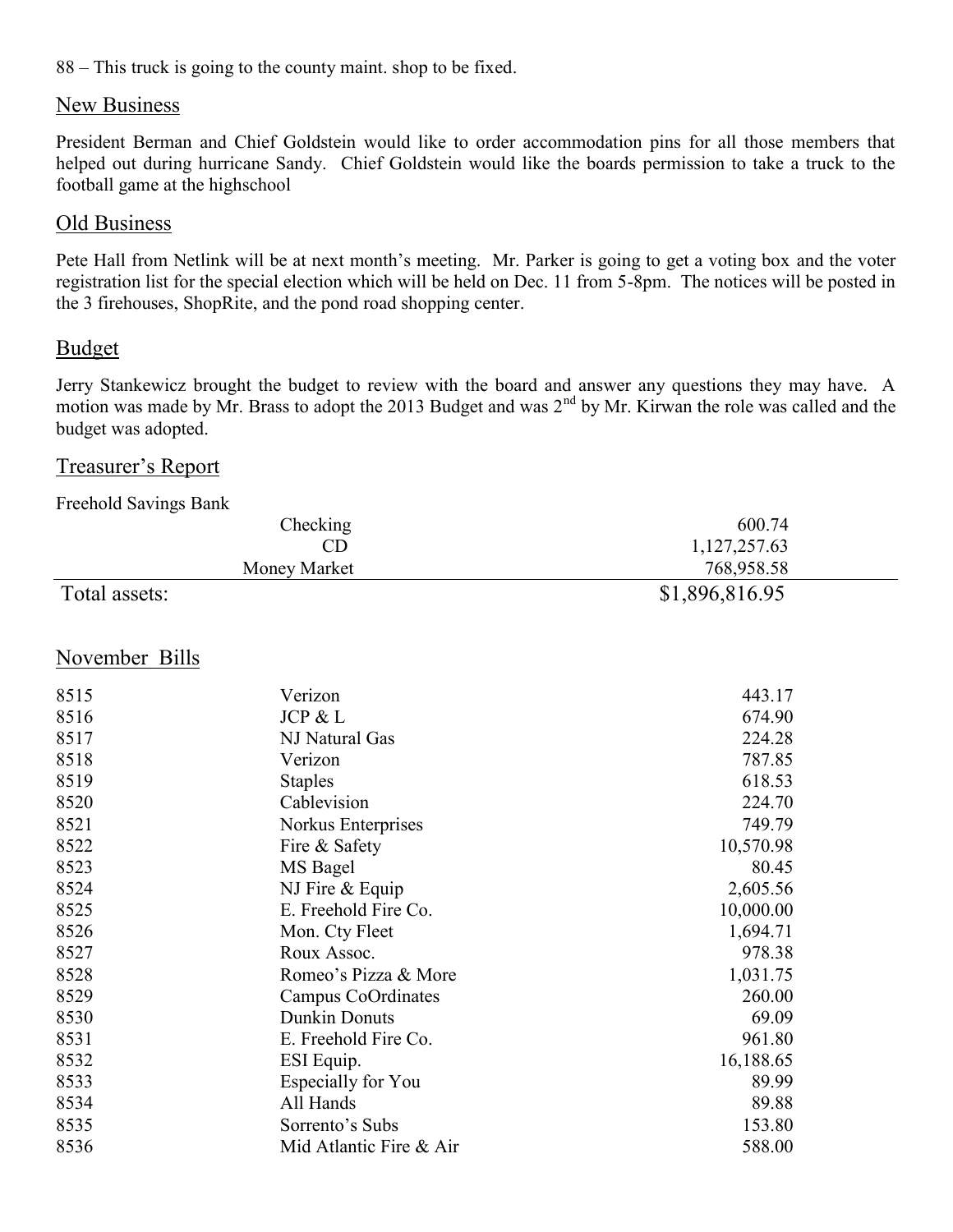88 – This truck is going to the county maint. shop to be fixed.

## New Business

President Berman and Chief Goldstein would like to order accommodation pins for all those members that helped out during hurricane Sandy. Chief Goldstein would like the boards permission to take a truck to the football game at the highschool

## Old Business

Pete Hall from Netlink will be at next month's meeting. Mr. Parker is going to get a voting box and the voter registration list for the special election which will be held on Dec. 11 from 5-8pm. The notices will be posted in the 3 firehouses, ShopRite, and the pond road shopping center.

## Budget

Jerry Stankewicz brought the budget to review with the board and answer any questions they may have. A motion was made by Mr. Brass to adopt the 2013 Budget and was 2nd by Mr. Kirwan the role was called and the budget was adopted.

## Treasurer's Report

Freehold Savings Bank

| | |
|---|---|
| Checking | 600.74 |
| CD | 1,127,257.63 |
| Money Market | 768,958.58 |
| **Total assets:** | **$1,896,816.95** |

## November Bills

| | | |
|---|---|---|
| 8515 | Verizon | 443.17 |
| 8516 | JCP & L | 674.90 |
| 8517 | NJ Natural Gas | 224.28 |
| 8518 | Verizon | 787.85 |
| 8519 | Staples | 618.53 |
| 8520 | Cablevision | 224.70 |
| 8521 | Norkus Enterprises | 749.79 |
| 8522 | Fire & Safety | 10,570.98 |
| 8523 | MS Bagel | 80.45 |
| 8524 | NJ Fire & Equip | 2,605.56 |
| 8525 | E. Freehold Fire Co. | 10,000.00 |
| 8526 | Mon. Cty Fleet | 1,694.71 |
| 8527 | Roux Assoc. | 978.38 |
| 8528 | Romeo's Pizza & More | 1,031.75 |
| 8529 | Campus CoOrdinates | 260.00 |
| 8530 | Dunkin Donuts | 69.09 |
| 8531 | E. Freehold Fire Co. | 961.80 |
| 8532 | ESI Equip. | 16,188.65 |
| 8533 | Especially for You | 89.99 |
| 8534 | All Hands | 89.88 |
| 8535 | Sorrento's Subs | 153.80 |
| 8536 | Mid Atlantic Fire & Air | 588.00 |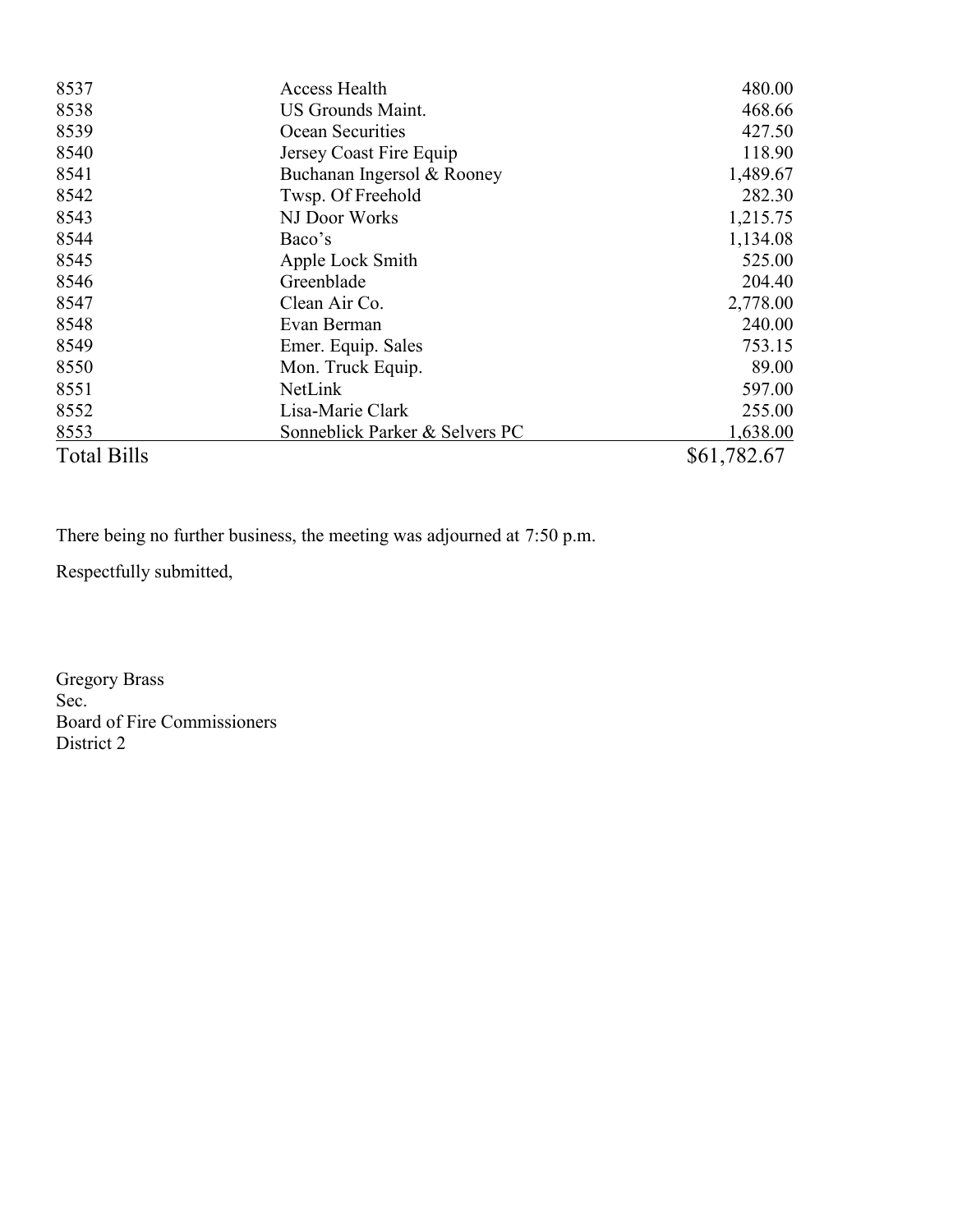| | | |
|---|---|---|
| 8537 | Access Health | 480.00 |
| 8538 | US Grounds Maint. | 468.66 |
| 8539 | Ocean Securities | 427.50 |
| 8540 | Jersey Coast Fire Equip | 118.90 |
| 8541 | Buchanan Ingersol & Rooney | 1,489.67 |
| 8542 | Twsp. Of Freehold | 282.30 |
| 8543 | NJ Door Works | 1,215.75 |
| 8544 | Baco's | 1,134.08 |
| 8545 | Apple Lock Smith | 525.00 |
| 8546 | Greenblade | 204.40 |
| 8547 | Clean Air Co. | 2,778.00 |
| 8548 | Evan Berman | 240.00 |
| 8549 | Emer. Equip. Sales | 753.15 |
| 8550 | Mon. Truck Equip. | 89.00 |
| 8551 | NetLink | 597.00 |
| 8552 | Lisa-Marie Clark | 255.00 |
| 8553 | Sonneblick Parker & Selvers PC | 1,638.00 |
| Total Bills | | $61,782.67 |

There being no further business, the meeting was adjourned at 7:50 p.m.

Respectfully submitted,

Gregory Brass
Sec.
Board of Fire Commissioners
District 2